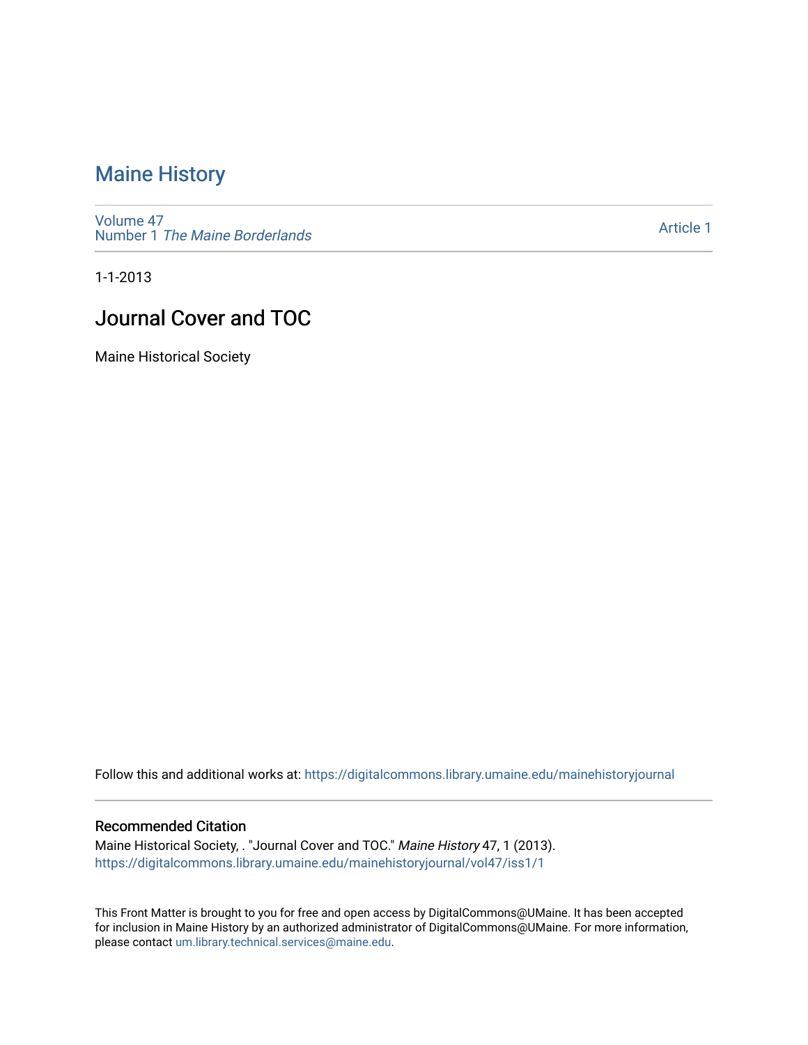# Maine History

Volume 47
Number 1 *The Maine Borderlands*

Article 1

1-1-2013

## Journal Cover and TOC

Maine Historical Society

Follow this and additional works at: https://digitalcommons.library.umaine.edu/mainehistoryjournal

### Recommended Citation

Maine Historical Society, . "Journal Cover and TOC." *Maine History* 47, 1 (2013).
https://digitalcommons.library.umaine.edu/mainehistoryjournal/vol47/iss1/1

This Front Matter is brought to you for free and open access by DigitalCommons@UMaine. It has been accepted for inclusion in Maine History by an authorized administrator of DigitalCommons@UMaine. For more information, please contact um.library.technical.services@maine.edu.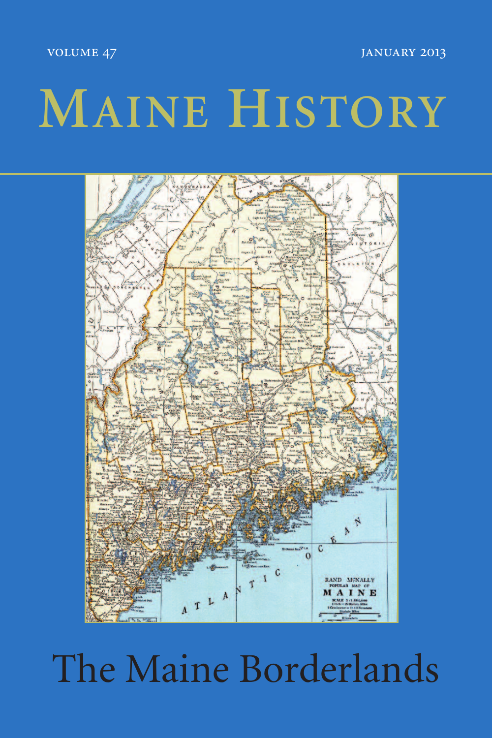VOLUME 47 JANUARY 2013

# MAINE HISTORY

# The Maine Borderlands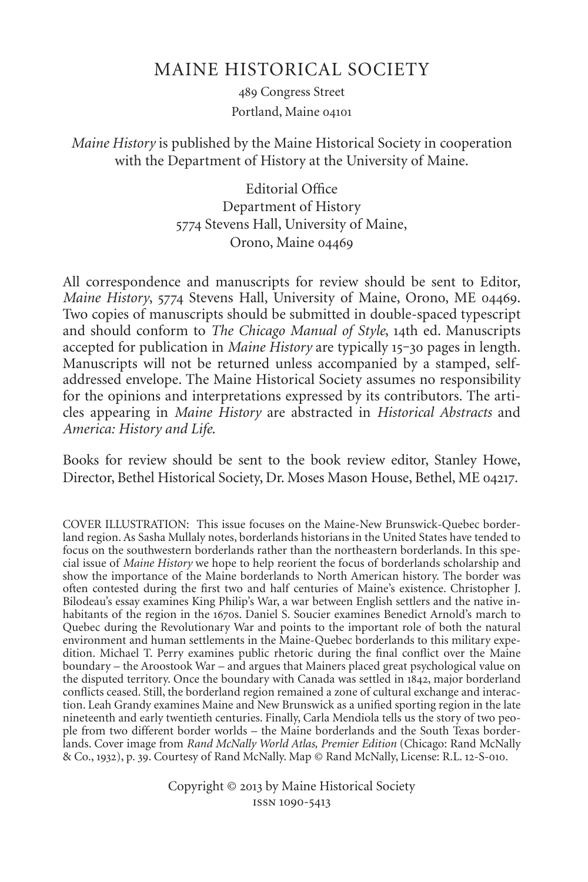# MAINE HISTORICAL SOCIETY

489 Congress Street
Portland, Maine 04101

*Maine History* is published by the Maine Historical Society in cooperation with the Department of History at the University of Maine.

Editorial Office
Department of History
5774 Stevens Hall, University of Maine,
Orono, Maine 04469

All correspondence and manuscripts for review should be sent to Editor, *Maine History*, 5774 Stevens Hall, University of Maine, Orono, ME 04469. Two copies of manuscripts should be submitted in double-spaced typescript and should conform to *The Chicago Manual of Style*, 14th ed. Manuscripts accepted for publication in *Maine History* are typically 15–30 pages in length. Manuscripts will not be returned unless accompanied by a stamped, self-addressed envelope. The Maine Historical Society assumes no responsibility for the opinions and interpretations expressed by its contributors. The articles appearing in *Maine History* are abstracted in *Historical Abstracts* and *America: History and Life*.

Books for review should be sent to the book review editor, Stanley Howe, Director, Bethel Historical Society, Dr. Moses Mason House, Bethel, ME 04217.

COVER ILLUSTRATION: This issue focuses on the Maine-New Brunswick-Quebec borderland region. As Sasha Mullaly notes, borderlands historians in the United States have tended to focus on the southwestern borderlands rather than the northeastern borderlands. In this special issue of *Maine History* we hope to help reorient the focus of borderlands scholarship and show the importance of the Maine borderlands to North American history. The border was often contested during the first two and half centuries of Maine's existence. Christopher J. Bilodeau's essay examines King Philip's War, a war between English settlers and the native inhabitants of the region in the 1670s. Daniel S. Soucier examines Benedict Arnold's march to Quebec during the Revolutionary War and points to the important role of both the natural environment and human settlements in the Maine-Quebec borderlands to this military expedition. Michael T. Perry examines public rhetoric during the final conflict over the Maine boundary – the Aroostook War – and argues that Mainers placed great psychological value on the disputed territory. Once the boundary with Canada was settled in 1842, major borderland conflicts ceased. Still, the borderland region remained a zone of cultural exchange and interaction. Leah Grandy examines Maine and New Brunswick as a unified sporting region in the late nineteenth and early twentieth centuries. Finally, Carla Mendiola tells us the story of two people from two different border worlds – the Maine borderlands and the South Texas borderlands. Cover image from *Rand McNally World Atlas, Premier Edition* (Chicago: Rand McNally & Co., 1932), p. 39. Courtesy of Rand McNally. Map © Rand McNally, License: R.L. 12-S-010.

Copyright © 2013 by Maine Historical Society
ISSN 1090-5413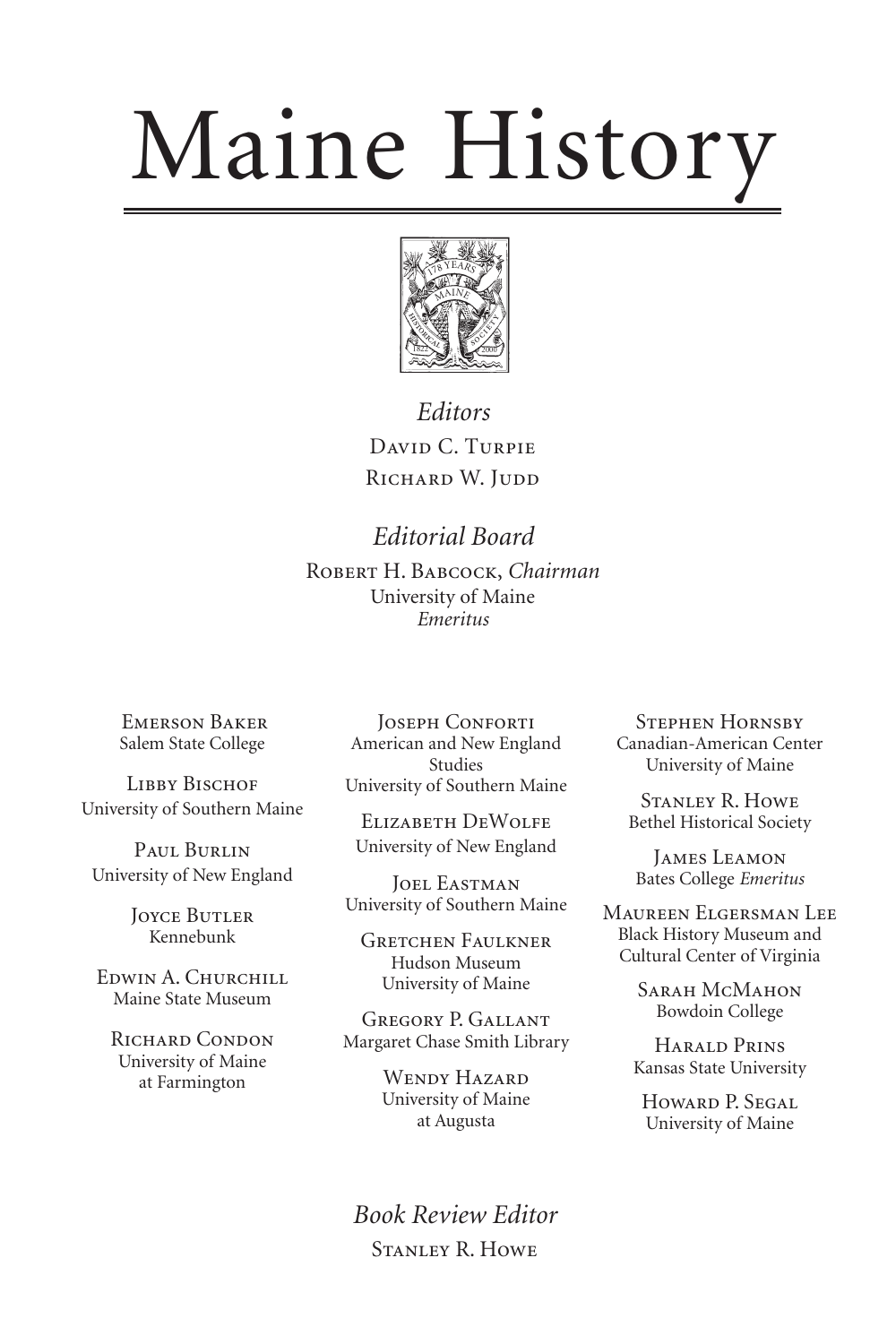# Maine History

*Editors*

David C. Turpie
Richard W. Judd

*Editorial Board*

Robert H. Babcock, *Chairman*
University of Maine
*Emeritus*

Emerson Baker
Salem State College

Libby Bischof
University of Southern Maine

Paul Burlin
University of New England

Joyce Butler
Kennebunk

Edwin A. Churchill
Maine State Museum

Richard Condon
University of Maine
at Farmington

Joseph Conforti
American and New England Studies
University of Southern Maine

Elizabeth DeWolfe
University of New England

Joel Eastman
University of Southern Maine

Gretchen Faulkner
Hudson Museum
University of Maine

Gregory P. Gallant
Margaret Chase Smith Library

Wendy Hazard
University of Maine
at Augusta

Stephen Hornsby
Canadian-American Center
University of Maine

Stanley R. Howe
Bethel Historical Society

James Leamon
Bates College *Emeritus*

Maureen Elgersman Lee
Black History Museum and Cultural Center of Virginia

Sarah McMahon
Bowdoin College

Harald Prins
Kansas State University

Howard P. Segal
University of Maine

*Book Review Editor*

Stanley R. Howe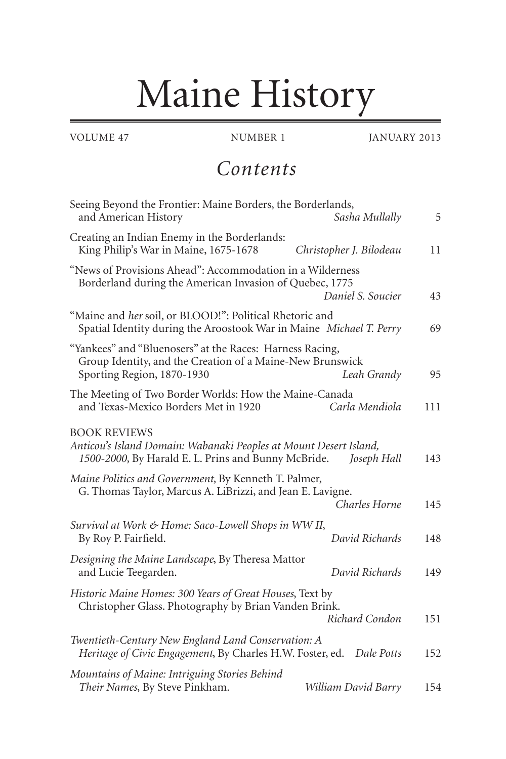# Maine History

VOLUME 47 NUMBER 1 JANUARY 2013

## *Contents*

Seeing Beyond the Frontier: Maine Borders, the Borderlands, and American History — *Sasha Mullally* 5

Creating an Indian Enemy in the Borderlands: King Philip's War in Maine, 1675-1678 — *Christopher J. Bilodeau* 11

"News of Provisions Ahead": Accommodation in a Wilderness Borderland during the American Invasion of Quebec, 1775 — *Daniel S. Soucier* 43

"Maine and *her* soil, or BLOOD!": Political Rhetoric and Spatial Identity during the Aroostook War in Maine — *Michael T. Perry* 69

"Yankees" and "Bluenosers" at the Races: Harness Racing, Group Identity, and the Creation of a Maine-New Brunswick Sporting Region, 1870-1930 — *Leah Grandy* 95

The Meeting of Two Border Worlds: How the Maine-Canada and Texas-Mexico Borders Met in 1920 — *Carla Mendiola* 111

BOOK REVIEWS

*Anticou's Island Domain: Wabanaki Peoples at Mount Desert Island, 1500-2000,* By Harald E. L. Prins and Bunny McBride. — *Joseph Hall* 143

*Maine Politics and Government*, By Kenneth T. Palmer, G. Thomas Taylor, Marcus A. LiBrizzi, and Jean E. Lavigne. — *Charles Horne* 145

*Survival at Work & Home: Saco-Lowell Shops in WW II*, By Roy P. Fairfield. — *David Richards* 148

*Designing the Maine Landscape*, By Theresa Mattor and Lucie Teegarden. — *David Richards* 149

*Historic Maine Homes: 300 Years of Great Houses*, Text by Christopher Glass. Photography by Brian Vanden Brink. — *Richard Condon* 151

*Twentieth-Century New England Land Conservation: A Heritage of Civic Engagement*, By Charles H.W. Foster, ed. — *Dale Potts* 152

*Mountains of Maine: Intriguing Stories Behind Their Names*, By Steve Pinkham. — *William David Barry* 154